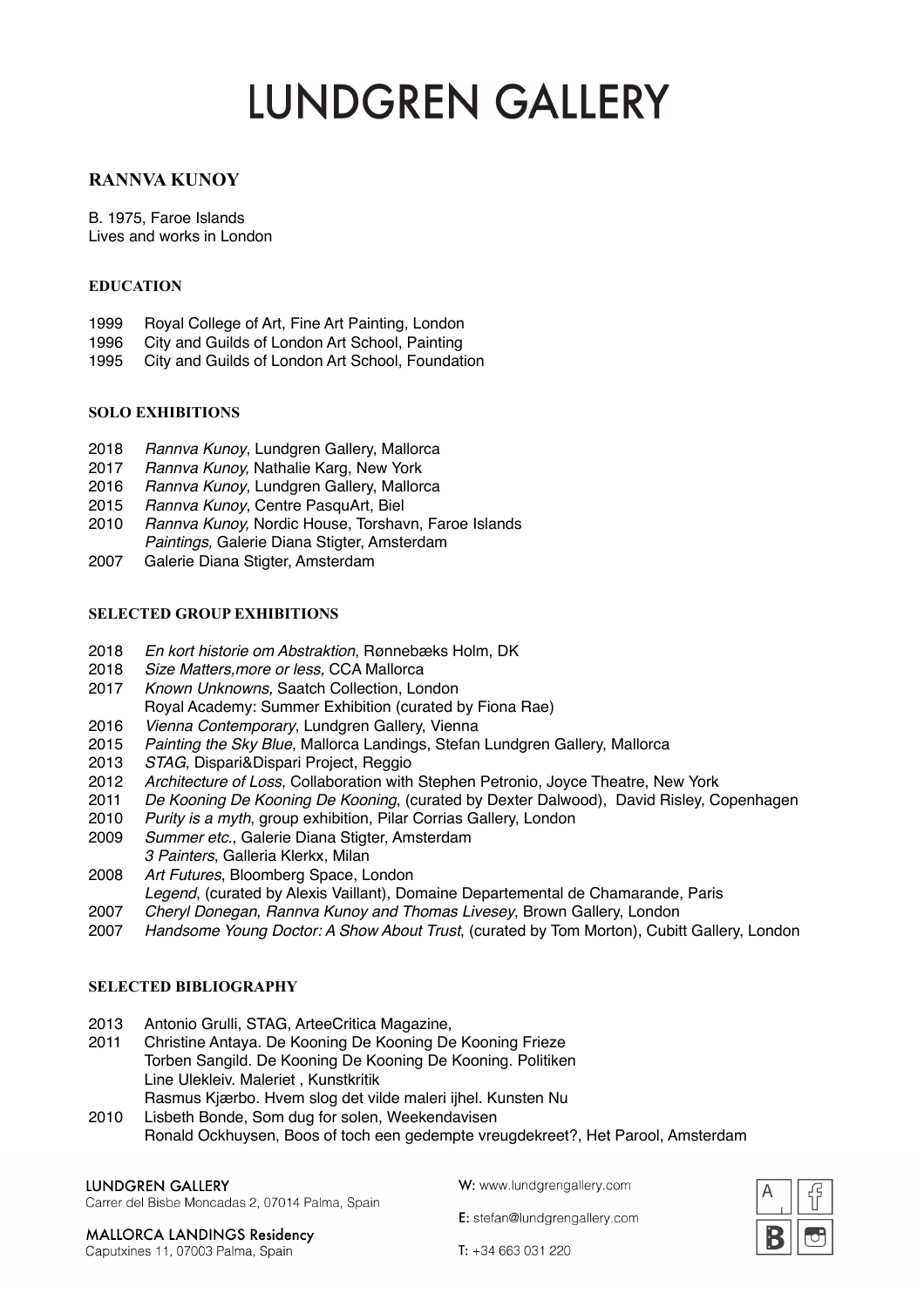// Lundgren Gallery CV, page 1 of 2: Rannva Kunoy

# LUNDGREN GALLERY

## RANNVA KUNOY

B. 1975, Faroe Islands
Lives and works in London

### EDUCATION

1999 Royal College of Art, Fine Art Painting, London
1996 City and Guilds of London Art School, Painting
1995 City and Guilds of London Art School, Foundation

### SOLO EXHIBITIONS

2018 *Rannva Kunoy*, Lundgren Gallery, Mallorca
2017 *Rannva Kunoy,* Nathalie Karg, New York
2016 *Rannva Kunoy*, Lundgren Gallery, Mallorca
2015 *Rannva Kunoy*, Centre PasquArt, Biel
2010 *Rannva Kunoy,* Nordic House, Torshavn, Faroe Islands
*Paintings,* Galerie Diana Stigter, Amsterdam
2007 Galerie Diana Stigter, Amsterdam

### SELECTED GROUP EXHIBITIONS

2018 *En kort historie om Abstraktion*, Rønnebæks Holm, DK
2018 *Size Matters,more or less,* CCA Mallorca
2017 *Known Unknowns,* Saatch Collection, London
Royal Academy: Summer Exhibition (curated by Fiona Rae)
2016 *Vienna Contemporary*, Lundgren Gallery, Vienna
2015 *Painting the Sky Blue*, Mallorca Landings, Stefan Lundgren Gallery, Mallorca
2013 *STAG*, Dispari&Dispari Project, Reggio
2012 *Architecture of Loss*, Collaboration with Stephen Petronio, Joyce Theatre, New York
2011 *De Kooning De Kooning De Kooning*, (curated by Dexter Dalwood), David Risley, Copenhagen
2010 *Purity is a myth*, group exhibition, Pilar Corrias Gallery, London
2009 *Summer etc.*, Galerie Diana Stigter, Amsterdam
*3 Painters*, Galleria Klerkx, Milan
2008 *Art Futures*, Bloomberg Space, London
*Legend*, (curated by Alexis Vaillant), Domaine Departemental de Chamarande, Paris
2007 *Cheryl Donegan, Rannva Kunoy and Thomas Livesey*, Brown Gallery, London
2007 *Handsome Young Doctor: A Show About Trust*, (curated by Tom Morton), Cubitt Gallery, London

### SELECTED BIBLIOGRAPHY

2013 Antonio Grulli, STAG, ArteeCritica Magazine,
2011 Christine Antaya. De Kooning De Kooning De Kooning Frieze
Torben Sangild. De Kooning De Kooning De Kooning. Politiken
Line Ulekleiv. Maleriet , Kunstkritik
Rasmus Kjærbo. Hvem slog det vilde maleri ijhel. Kunsten Nu
2010 Lisbeth Bonde, Som dug for solen, Weekendavisen
Ronald Ockhuysen, Boos of toch een gedempte vreugdekreet?, Het Parool, Amsterdam

LUNDGREN GALLERY
Carrer del Bisbe Moncadas 2, 07014 Palma, Spain

MALLORCA LANDINGS Residency
Caputxines 11, 07003 Palma, Spain

W: www.lundgrengallery.com
E: stefan@lundgrengallery.com
T: +34 663 031 220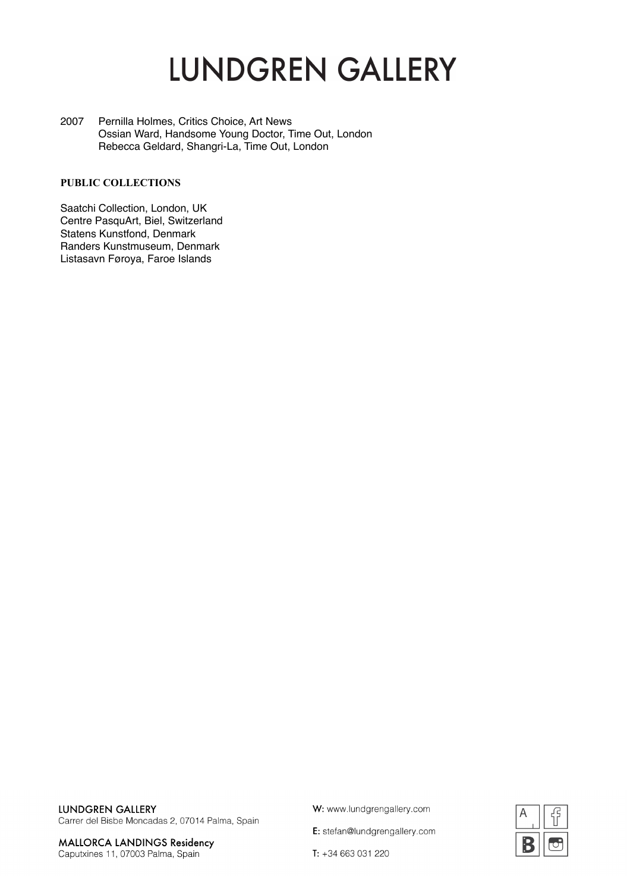2007 Pernilla Holmes, Critics Choice, Art News
Ossian Ward, Handsome Young Doctor, Time Out, London
Rebecca Geldard, Shangri-La, Time Out, London

**PUBLIC COLLECTIONS**

Saatchi Collection, London, UK
Centre PasquArt, Biel, Switzerland
Statens Kunstfond, Denmark
Randers Kunstmuseum, Denmark
Listasavn Føroya, Faroe Islands